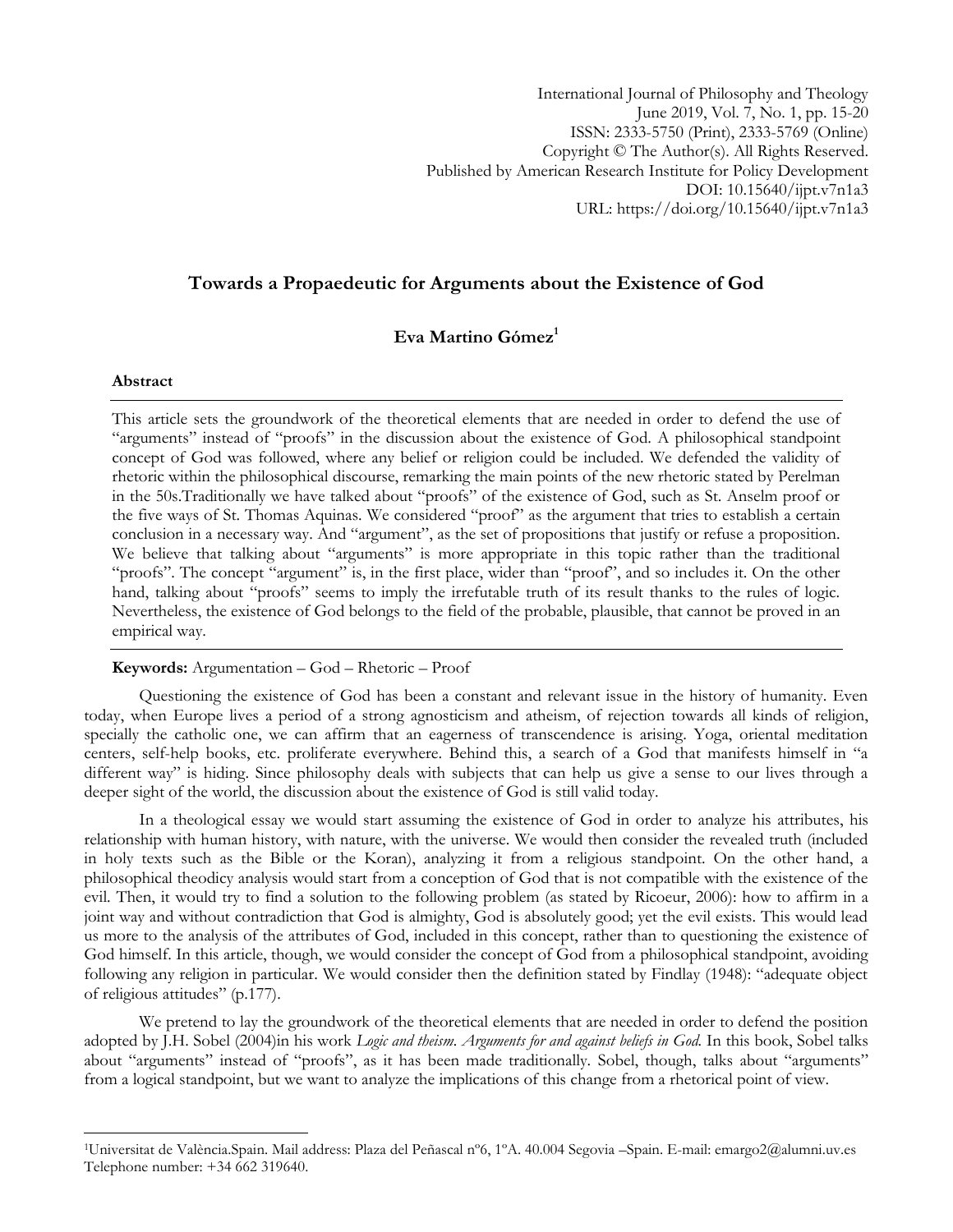# Towards a Propaedeutic for Arguments about the Existence of God

**Eva Martino Gómez**[1]

## Abstract

This article sets the groundwork of the theoretical elements that are needed in order to defend the use of "arguments" instead of "proofs" in the discussion about the existence of God. A philosophical standpoint concept of God was followed, where any belief or religion could be included. We defended the validity of rhetoric within the philosophical discourse, remarking the main points of the new rhetoric stated by Perelman in the 50s.Traditionally we have talked about "proofs" of the existence of God, such as St. Anselm proof or the five ways of St. Thomas Aquinas. We considered "proof" as the argument that tries to establish a certain conclusion in a necessary way. And "argument", as the set of propositions that justify or refuse a proposition. We believe that talking about "arguments" is more appropriate in this topic rather than the traditional "proofs". The concept "argument" is, in the first place, wider than "proof", and so includes it. On the other hand, talking about "proofs" seems to imply the irrefutable truth of its result thanks to the rules of logic. Nevertheless, the existence of God belongs to the field of the probable, plausible, that cannot be proved in an empirical way.

**Keywords:** Argumentation – God – Rhetoric – Proof

Questioning the existence of God has been a constant and relevant issue in the history of humanity. Even today, when Europe lives a period of a strong agnosticism and atheism, of rejection towards all kinds of religion, specially the catholic one, we can affirm that an eagerness of transcendence is arising. Yoga, oriental meditation centers, self-help books, etc. proliferate everywhere. Behind this, a search of a God that manifests himself in "a different way" is hiding. Since philosophy deals with subjects that can help us give a sense to our lives through a deeper sight of the world, the discussion about the existence of God is still valid today.

In a theological essay we would start assuming the existence of God in order to analyze his attributes, his relationship with human history, with nature, with the universe. We would then consider the revealed truth (included in holy texts such as the Bible or the Koran), analyzing it from a religious standpoint. On the other hand, a philosophical theodicy analysis would start from a conception of God that is not compatible with the existence of the evil. Then, it would try to find a solution to the following problem (as stated by Ricoeur, 2006): how to affirm in a joint way and without contradiction that God is almighty, God is absolutely good; yet the evil exists. This would lead us more to the analysis of the attributes of God, included in this concept, rather than to questioning the existence of God himself. In this article, though, we would consider the concept of God from a philosophical standpoint, avoiding following any religion in particular. We would consider then the definition stated by Findlay (1948): "adequate object of religious attitudes" (p.177).

We pretend to lay the groundwork of the theoretical elements that are needed in order to defend the position adopted by J.H. Sobel (2004)in his work *Logic and theism. Arguments for and against beliefs in God*. In this book, Sobel talks about "arguments" instead of "proofs", as it has been made traditionally. Sobel, though, talks about "arguments" from a logical standpoint, but we want to analyze the implications of this change from a rhetorical point of view.

---

[1]Universitat de València.Spain. Mail address: Plaza del Peñascal nº6, 1ºA. 40.004 Segovia –Spain. E-mail: emargo2@alumni.uv.es Telephone number: +34 662 319640.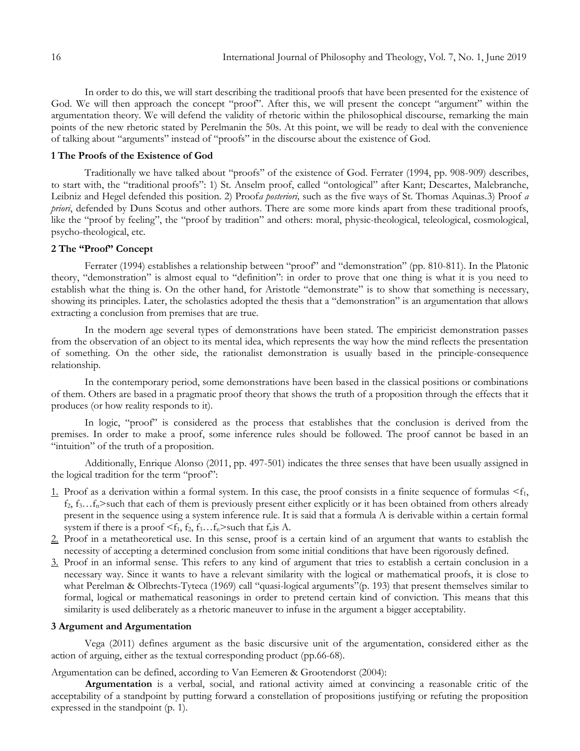In order to do this, we will start describing the traditional proofs that have been presented for the existence of God. We will then approach the concept "proof". After this, we will present the concept "argument" within the argumentation theory. We will defend the validity of rhetoric within the philosophical discourse, remarking the main points of the new rhetoric stated by Perelmanin the 50s. At this point, we will be ready to deal with the convenience of talking about "arguments" instead of "proofs" in the discourse about the existence of God.

## 1 The Proofs of the Existence of God

Traditionally we have talked about "proofs" of the existence of God. Ferrater (1994, pp. 908-909) describes, to start with, the "traditional proofs": 1) St. Anselm proof, called "ontological" after Kant; Descartes, Malebranche, Leibniz and Hegel defended this position. 2) Proof*a posteriori,* such as the five ways of St. Thomas Aquinas.3) Proof *a priori*, defended by Duns Scotus and other authors. There are some more kinds apart from these traditional proofs, like the "proof by feeling", the "proof by tradition" and others: moral, physic-theological, teleological, cosmological, psycho-theological, etc.

## 2 The "Proof" Concept

Ferrater (1994) establishes a relationship between "proof" and "demonstration" (pp. 810-811). In the Platonic theory, "demonstration" is almost equal to "definition": in order to prove that one thing is what it is you need to establish what the thing is. On the other hand, for Aristotle "demonstrate" is to show that something is necessary, showing its principles. Later, the scholastics adopted the thesis that a "demonstration" is an argumentation that allows extracting a conclusion from premises that are true.

In the modern age several types of demonstrations have been stated. The empiricist demonstration passes from the observation of an object to its mental idea, which represents the way how the mind reflects the presentation of something. On the other side, the rationalist demonstration is usually based in the principle-consequence relationship.

In the contemporary period, some demonstrations have been based in the classical positions or combinations of them. Others are based in a pragmatic proof theory that shows the truth of a proposition through the effects that it produces (or how reality responds to it).

In logic, "proof" is considered as the process that establishes that the conclusion is derived from the premises. In order to make a proof, some inference rules should be followed. The proof cannot be based in an "intuition" of the truth of a proposition.

Additionally, Enrique Alonso (2011, pp. 497-501) indicates the three senses that have been usually assigned in the logical tradition for the term "proof":

1. Proof as a derivation within a formal system. In this case, the proof consists in a finite sequence of formulas $<f_1, f_2, f_3 \ldots f_n>$such that each of them is previously present either explicitly or it has been obtained from others already present in the sequence using a system inference rule. It is said that a formula A is derivable within a certain formal system if there is a proof $<f_1, f_2, f_3 \ldots f_n>$such that $f_n$is A.
2. Proof in a metatheoretical use. In this sense, proof is a certain kind of an argument that wants to establish the necessity of accepting a determined conclusion from some initial conditions that have been rigorously defined.
3. Proof in an informal sense. This refers to any kind of argument that tries to establish a certain conclusion in a necessary way. Since it wants to have a relevant similarity with the logical or mathematical proofs, it is close to what Perelman & Olbrechts-Tyteca (1969) call "quasi-logical arguments"(p. 193) that present themselves similar to formal, logical or mathematical reasonings in order to pretend certain kind of conviction. This means that this similarity is used deliberately as a rhetoric maneuver to infuse in the argument a bigger acceptability.

## 3 Argument and Argumentation

Vega (2011) defines argument as the basic discursive unit of the argumentation, considered either as the action of arguing, either as the textual corresponding product (pp.66-68).

Argumentation can be defined, according to Van Eemeren & Grootendorst (2004):

> **Argumentation** is a verbal, social, and rational activity aimed at convincing a reasonable critic of the acceptability of a standpoint by putting forward a constellation of propositions justifying or refuting the proposition expressed in the standpoint (p. 1).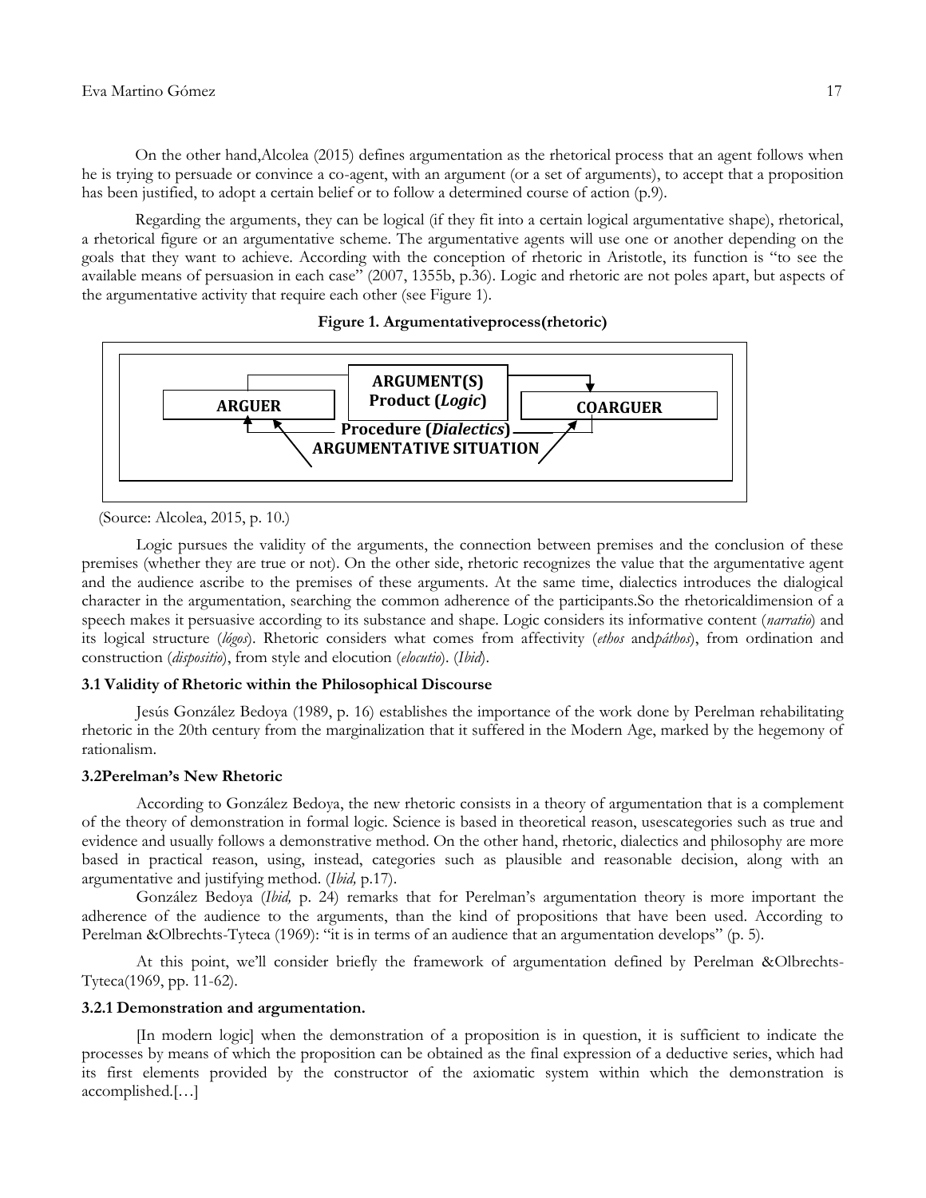On the other hand,Alcolea (2015) defines argumentation as the rhetorical process that an agent follows when he is trying to persuade or convince a co-agent, with an argument (or a set of arguments), to accept that a proposition has been justified, to adopt a certain belief or to follow a determined course of action (p.9).

Regarding the arguments, they can be logical (if they fit into a certain logical argumentative shape), rhetorical, a rhetorical figure or an argumentative scheme. The argumentative agents will use one or another depending on the goals that they want to achieve. According with the conception of rhetoric in Aristotle, its function is "to see the available means of persuasion in each case" (2007, 1355b, p.36). Logic and rhetoric are not poles apart, but aspects of the argumentative activity that require each other (see Figure 1).

**Figure 1. Argumentativeprocess(rhetoric)**

ARGUER — ARGUMENT(S) Product (*Logic*) — COARGUER

Procedure (*Dialectics*)

ARGUMENTATIVE SITUATION

(Source: Alcolea, 2015, p. 10.)

Logic pursues the validity of the arguments, the connection between premises and the conclusion of these premises (whether they are true or not). On the other side, rhetoric recognizes the value that the argumentative agent and the audience ascribe to the premises of these arguments. At the same time, dialectics introduces the dialogical character in the argumentation, searching the common adherence of the participants.So the rhetoricaldimension of a speech makes it persuasive according to its substance and shape. Logic considers its informative content (*narratio*) and its logical structure (*lógos*). Rhetoric considers what comes from affectivity (*ethos* and*páthos*), from ordination and construction (*dispositio*), from style and elocution (*elocutio*). (*Ibid*).

### 3.1 Validity of Rhetoric within the Philosophical Discourse

Jesús González Bedoya (1989, p. 16) establishes the importance of the work done by Perelman rehabilitating rhetoric in the 20th century from the marginalization that it suffered in the Modern Age, marked by the hegemony of rationalism.

### 3.2Perelman's New Rhetoric

According to González Bedoya, the new rhetoric consists in a theory of argumentation that is a complement of the theory of demonstration in formal logic. Science is based in theoretical reason, usescategories such as true and evidence and usually follows a demonstrative method. On the other hand, rhetoric, dialectics and philosophy are more based in practical reason, using, instead, categories such as plausible and reasonable decision, along with an argumentative and justifying method. (*Ibid,* p.17).

González Bedoya (*Ibid,* p. 24) remarks that for Perelman's argumentation theory is more important the adherence of the audience to the arguments, than the kind of propositions that have been used. According to Perelman &Olbrechts-Tyteca (1969): "it is in terms of an audience that an argumentation develops" (p. 5).

At this point, we'll consider briefly the framework of argumentation defined by Perelman &Olbrechts-Tyteca(1969, pp. 11-62).

#### 3.2.1 Demonstration and argumentation.

[In modern logic] when the demonstration of a proposition is in question, it is sufficient to indicate the processes by means of which the proposition can be obtained as the final expression of a deductive series, which had its first elements provided by the constructor of the axiomatic system within which the demonstration is accomplished.[…]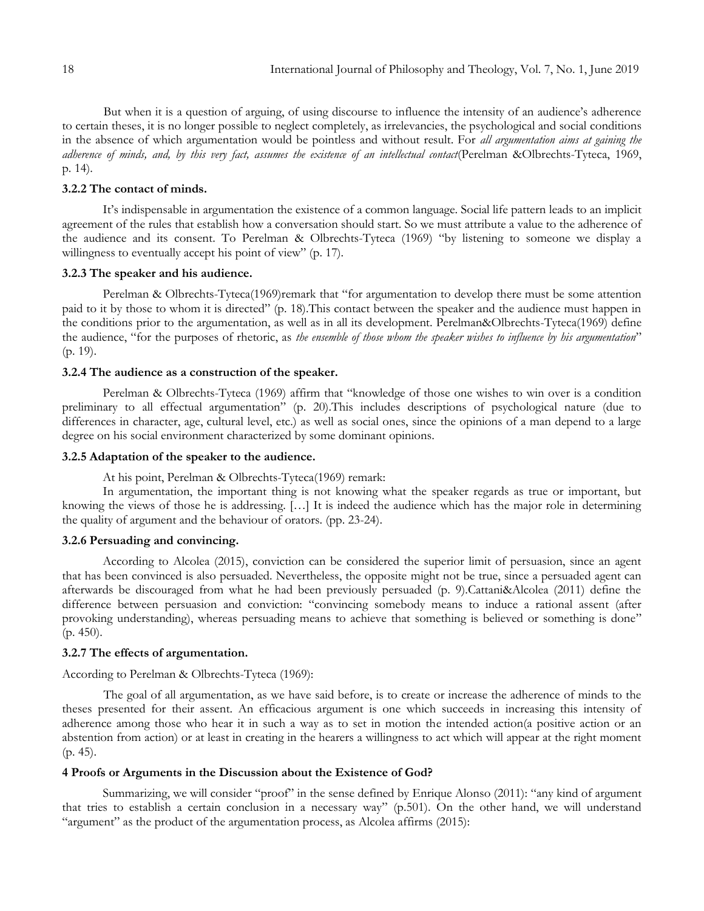But when it is a question of arguing, of using discourse to influence the intensity of an audience's adherence to certain theses, it is no longer possible to neglect completely, as irrelevancies, the psychological and social conditions in the absence of which argumentation would be pointless and without result. For *all argumentation aims at gaining the adherence of minds, and, by this very fact, assumes the existence of an intellectual contact*(Perelman &Olbrechts-Tyteca, 1969, p. 14).

### 3.2.2 The contact of minds.

It's indispensable in argumentation the existence of a common language. Social life pattern leads to an implicit agreement of the rules that establish how a conversation should start. So we must attribute a value to the adherence of the audience and its consent. To Perelman & Olbrechts-Tyteca (1969) "by listening to someone we display a willingness to eventually accept his point of view" (p. 17).

### 3.2.3 The speaker and his audience.

Perelman & Olbrechts-Tyteca(1969)remark that "for argumentation to develop there must be some attention paid to it by those to whom it is directed" (p. 18).This contact between the speaker and the audience must happen in the conditions prior to the argumentation, as well as in all its development. Perelman&Olbrechts-Tyteca(1969) define the audience, "for the purposes of rhetoric, as *the ensemble of those whom the speaker wishes to influence by his argumentation*" (p. 19).

### 3.2.4 The audience as a construction of the speaker.

Perelman & Olbrechts-Tyteca (1969) affirm that "knowledge of those one wishes to win over is a condition preliminary to all effectual argumentation" (p. 20).This includes descriptions of psychological nature (due to differences in character, age, cultural level, etc.) as well as social ones, since the opinions of a man depend to a large degree on his social environment characterized by some dominant opinions.

### 3.2.5 Adaptation of the speaker to the audience.

At his point, Perelman & Olbrechts-Tyteca(1969) remark:

> In argumentation, the important thing is not knowing what the speaker regards as true or important, but knowing the views of those he is addressing. […] It is indeed the audience which has the major role in determining the quality of argument and the behaviour of orators. (pp. 23-24).

### 3.2.6 Persuading and convincing.

According to Alcolea (2015), conviction can be considered the superior limit of persuasion, since an agent that has been convinced is also persuaded. Nevertheless, the opposite might not be true, since a persuaded agent can afterwards be discouraged from what he had been previously persuaded (p. 9).Cattani&Alcolea (2011) define the difference between persuasion and conviction: "convincing somebody means to induce a rational assent (after provoking understanding), whereas persuading means to achieve that something is believed or something is done" (p. 450).

### 3.2.7 The effects of argumentation.

According to Perelman & Olbrechts-Tyteca (1969):

> The goal of all argumentation, as we have said before, is to create or increase the adherence of minds to the theses presented for their assent. An efficacious argument is one which succeeds in increasing this intensity of adherence among those who hear it in such a way as to set in motion the intended action(a positive action or an abstention from action) or at least in creating in the hearers a willingness to act which will appear at the right moment (p. 45).

## 4 Proofs or Arguments in the Discussion about the Existence of God?

Summarizing, we will consider "proof" in the sense defined by Enrique Alonso (2011): "any kind of argument that tries to establish a certain conclusion in a necessary way" (p.501). On the other hand, we will understand "argument" as the product of the argumentation process, as Alcolea affirms (2015):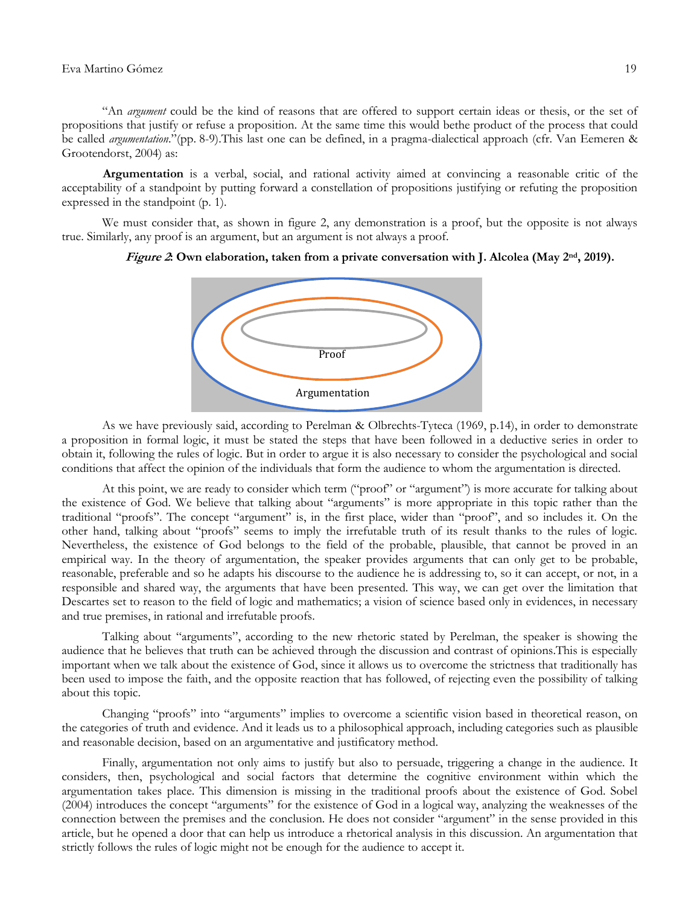"An *argument* could be the kind of reasons that are offered to support certain ideas or thesis, or the set of propositions that justify or refuse a proposition. At the same time this would bethe product of the process that could be called *argumentation*."(pp. 8-9).This last one can be defined, in a pragma-dialectical approach (cfr. Van Eemeren & Grootendorst, 2004) as:

**Argumentation** is a verbal, social, and rational activity aimed at convincing a reasonable critic of the acceptability of a standpoint by putting forward a constellation of propositions justifying or refuting the proposition expressed in the standpoint (p. 1).

We must consider that, as shown in figure 2, any demonstration is a proof, but the opposite is not always true. Similarly, any proof is an argument, but an argument is not always a proof.

***Figure 2*: Own elaboration, taken from a private conversation with J. Alcolea (May 2nd, 2019).**

Proof

Argumentation

As we have previously said, according to Perelman & Olbrechts-Tyteca (1969, p.14), in order to demonstrate a proposition in formal logic, it must be stated the steps that have been followed in a deductive series in order to obtain it, following the rules of logic. But in order to argue it is also necessary to consider the psychological and social conditions that affect the opinion of the individuals that form the audience to whom the argumentation is directed.

At this point, we are ready to consider which term ("proof" or "argument") is more accurate for talking about the existence of God. We believe that talking about "arguments" is more appropriate in this topic rather than the traditional "proofs". The concept "argument" is, in the first place, wider than "proof", and so includes it. On the other hand, talking about "proofs" seems to imply the irrefutable truth of its result thanks to the rules of logic. Nevertheless, the existence of God belongs to the field of the probable, plausible, that cannot be proved in an empirical way. In the theory of argumentation, the speaker provides arguments that can only get to be probable, reasonable, preferable and so he adapts his discourse to the audience he is addressing to, so it can accept, or not, in a responsible and shared way, the arguments that have been presented. This way, we can get over the limitation that Descartes set to reason to the field of logic and mathematics; a vision of science based only in evidences, in necessary and true premises, in rational and irrefutable proofs.

Talking about "arguments", according to the new rhetoric stated by Perelman, the speaker is showing the audience that he believes that truth can be achieved through the discussion and contrast of opinions.This is especially important when we talk about the existence of God, since it allows us to overcome the strictness that traditionally has been used to impose the faith, and the opposite reaction that has followed, of rejecting even the possibility of talking about this topic.

Changing "proofs" into "arguments" implies to overcome a scientific vision based in theoretical reason, on the categories of truth and evidence. And it leads us to a philosophical approach, including categories such as plausible and reasonable decision, based on an argumentative and justificatory method.

Finally, argumentation not only aims to justify but also to persuade, triggering a change in the audience. It considers, then, psychological and social factors that determine the cognitive environment within which the argumentation takes place. This dimension is missing in the traditional proofs about the existence of God. Sobel (2004) introduces the concept "arguments" for the existence of God in a logical way, analyzing the weaknesses of the connection between the premises and the conclusion. He does not consider "argument" in the sense provided in this article, but he opened a door that can help us introduce a rhetorical analysis in this discussion. An argumentation that strictly follows the rules of logic might not be enough for the audience to accept it.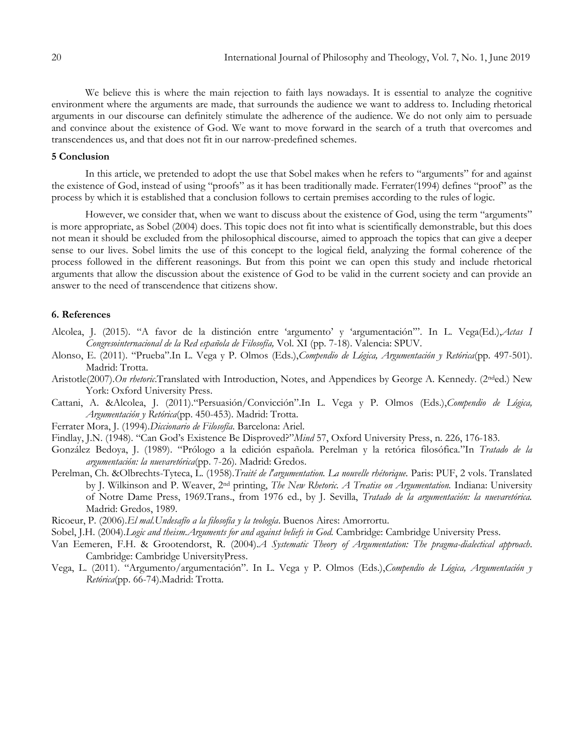We believe this is where the main rejection to faith lays nowadays. It is essential to analyze the cognitive environment where the arguments are made, that surrounds the audience we want to address to. Including rhetorical arguments in our discourse can definitely stimulate the adherence of the audience. We do not only aim to persuade and convince about the existence of God. We want to move forward in the search of a truth that overcomes and transcendences us, and that does not fit in our narrow-predefined schemes.

## 5 Conclusion

In this article, we pretended to adopt the use that Sobel makes when he refers to "arguments" for and against the existence of God, instead of using "proofs" as it has been traditionally made. Ferrater(1994) defines "proof" as the process by which it is established that a conclusion follows to certain premises according to the rules of logic.

However, we consider that, when we want to discuss about the existence of God, using the term "arguments" is more appropriate, as Sobel (2004) does. This topic does not fit into what is scientifically demonstrable, but this does not mean it should be excluded from the philosophical discourse, aimed to approach the topics that can give a deeper sense to our lives. Sobel limits the use of this concept to the logical field, analyzing the formal coherence of the process followed in the different reasonings. But from this point we can open this study and include rhetorical arguments that allow the discussion about the existence of God to be valid in the current society and can provide an answer to the need of transcendence that citizens show.

## 6. References

Alcolea, J. (2015). "A favor de la distinción entre 'argumento' y 'argumentación'". In L. Vega(Ed.),*Actas I Congresointernacional de la Red española de Filosofía,* Vol. XI (pp. 7-18). Valencia: SPUV.

Alonso, E. (2011). "Prueba".In L. Vega y P. Olmos (Eds.),*Compendio de Lógica, Argumentación y Retórica*(pp. 497-501). Madrid: Trotta.

Aristotle(2007).*On rhetoric*.Translated with Introduction, Notes, and Appendices by George A. Kennedy. (2nded.) New York: Oxford University Press.

Cattani, A. &Alcolea, J. (2011)."Persuasión/Convicción".In L. Vega y P. Olmos (Eds.),*Compendio de Lógica, Argumentación y Retórica*(pp. 450-453). Madrid: Trotta.

Ferrater Mora, J. (1994).*Diccionario de Filosofía*. Barcelona: Ariel.

Findlay, J.N. (1948). "Can God's Existence Be Disproved?"*Mind* 57, Oxford University Press, n. 226, 176-183.

González Bedoya, J. (1989). "Prólogo a la edición española. Perelman y la retórica filosófica."In *Tratado de la argumentación: la nuevaretórica*(pp. 7-26). Madrid: Gredos.

Perelman, Ch. &Olbrechts-Tyteca, L. (1958).*Traité de l'argumentation. La nouvelle rhétorique*. Paris: PUF, 2 vols. Translated by J. Wilkinson and P. Weaver, 2nd printing, *The New Rhetoric. A Treatise on Argumentation.* Indiana: University of Notre Dame Press, 1969.Trans., from 1976 ed., by J. Sevilla, *Tratado de la argumentación: la nuevaretórica.* Madrid: Gredos, 1989.

Ricoeur, P. (2006).*El mal.Undesafío a la filosofía y la teología*. Buenos Aires: Amorrortu.

Sobel, J.H. (2004).*Logic and theism.Arguments for and against beliefs in God.* Cambridge: Cambridge University Press.

Van Eemeren, F.H. & Grootendorst, R. (2004).*A Systematic Theory of Argumentation: The pragma-dialectical approach*. Cambridge: Cambridge UniversityPress.

Vega, L. (2011). "Argumento/argumentación". In L. Vega y P. Olmos (Eds.),*Compendio de Lógica, Argumentación y Retórica*(pp. 66-74).Madrid: Trotta.